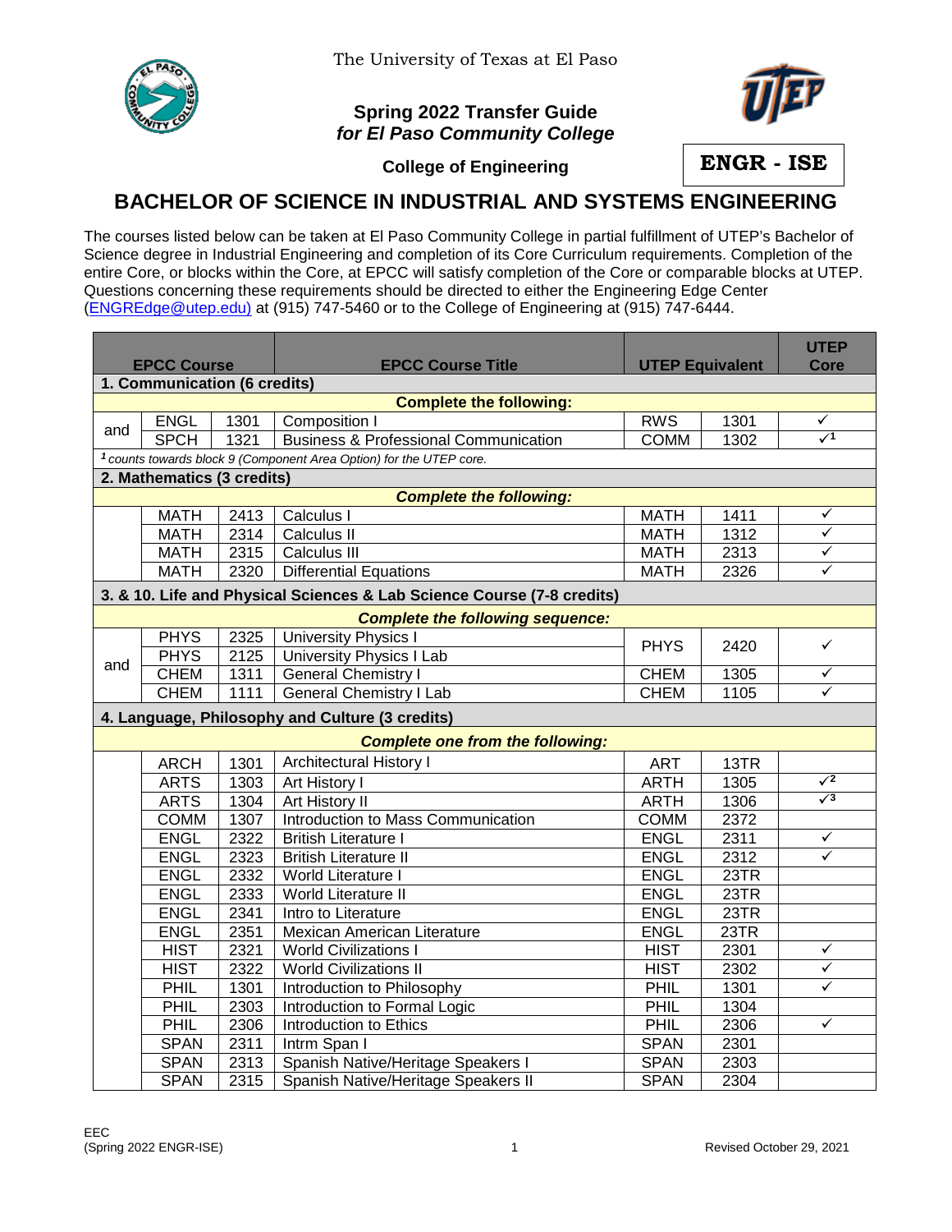The University of Texas at El Paso

**Spring 2022 Transfer Guide**
***for El Paso Community College***

**College of Engineering**

**ENGR - ISE**

# BACHELOR OF SCIENCE IN INDUSTRIAL AND SYSTEMS ENGINEERING

The courses listed below can be taken at El Paso Community College in partial fulfillment of UTEP's Bachelor of Science degree in Industrial Engineering and completion of its Core Curriculum requirements. Completion of the entire Core, or blocks within the Core, at EPCC will satisfy completion of the Core or comparable blocks at UTEP. Questions concerning these requirements should be directed to either the Engineering Edge Center (ENGREdge@utep.edu) at (915) 747-5460 or to the College of Engineering at (915) 747-6444.

| | EPCC Course | | EPCC Course Title | UTEP Equivalent | | UTEP Core |
|---|---|---|---|---|---|---|
| **1. Communication (6 credits)** | | | | | | |
| | | | **Complete the following:** | | | |
| and | ENGL | 1301 | Composition I | RWS | 1301 | ✓ |
| | SPCH | 1321 | Business & Professional Communication | COMM | 1302 | ✓[1] |
| *[1] counts towards block 9 (Component Area Option) for the UTEP core.* | | | | | | |
| **2. Mathematics (3 credits)** | | | | | | |
| | | | ***Complete the following:*** | | | |
| | MATH | 2413 | Calculus I | MATH | 1411 | ✓ |
| | MATH | 2314 | Calculus II | MATH | 1312 | ✓ |
| | MATH | 2315 | Calculus III | MATH | 2313 | ✓ |
| | MATH | 2320 | Differential Equations | MATH | 2326 | ✓ |
| **3. & 10. Life and Physical Sciences & Lab Science Course (7-8 credits)** | | | | | | |
| | | | ***Complete the following sequence:*** | | | |
| and | PHYS | 2325 | University Physics I | PHYS | 2420 | ✓ |
| | PHYS | 2125 | University Physics I Lab | | | |
| | CHEM | 1311 | General Chemistry I | CHEM | 1305 | ✓ |
| | CHEM | 1111 | General Chemistry I Lab | CHEM | 1105 | ✓ |
| **4. Language, Philosophy and Culture (3 credits)** | | | | | | |
| | | | ***Complete one from the following:*** | | | |
| | ARCH | 1301 | Architectural History I | ART | 13TR | |
| | ARTS | 1303 | Art History I | ARTH | 1305 | ✓[2] |
| | ARTS | 1304 | Art History II | ARTH | 1306 | ✓[3] |
| | COMM | 1307 | Introduction to Mass Communication | COMM | 2372 | |
| | ENGL | 2322 | British Literature I | ENGL | 2311 | ✓ |
| | ENGL | 2323 | British Literature II | ENGL | 2312 | ✓ |
| | ENGL | 2332 | World Literature I | ENGL | 23TR | |
| | ENGL | 2333 | World Literature II | ENGL | 23TR | |
| | ENGL | 2341 | Intro to Literature | ENGL | 23TR | |
| | ENGL | 2351 | Mexican American Literature | ENGL | 23TR | |
| | HIST | 2321 | World Civilizations I | HIST | 2301 | ✓ |
| | HIST | 2322 | World Civilizations II | HIST | 2302 | ✓ |
| | PHIL | 1301 | Introduction to Philosophy | PHIL | 1301 | ✓ |
| | PHIL | 2303 | Introduction to Formal Logic | PHIL | 1304 | |
| | PHIL | 2306 | Introduction to Ethics | PHIL | 2306 | ✓ |
| | SPAN | 2311 | Intrm Span I | SPAN | 2301 | |
| | SPAN | 2313 | Spanish Native/Heritage Speakers I | SPAN | 2303 | |
| | SPAN | 2315 | Spanish Native/Heritage Speakers II | SPAN | 2304 | |

EEC
(Spring 2022 ENGR-ISE) Revised October 29, 2021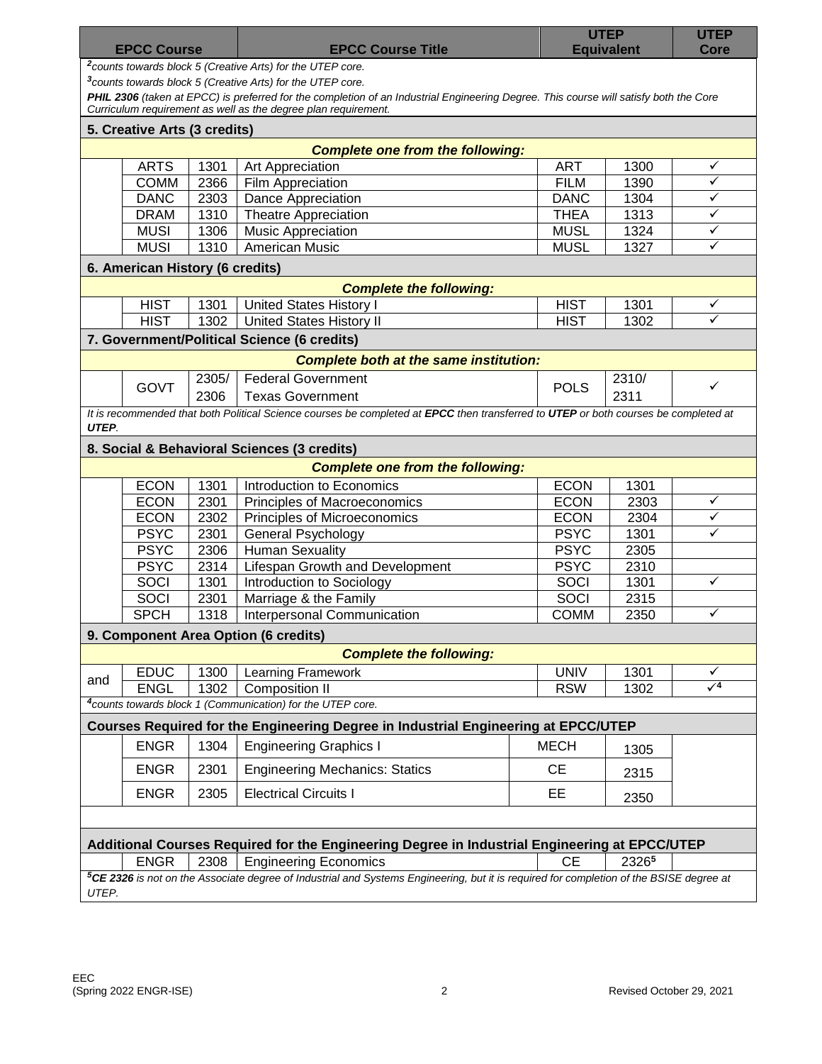| EPCC Course | | | EPCC Course Title | UTEP Equivalent | | UTEP Core |
|---|---|---|---|---|---|---|
| *[2]counts towards block 5 (Creative Arts) for the UTEP core.* | | | | | | |
| *[3]counts towards block 5 (Creative Arts) for the UTEP core.* | | | | | | |
| ***PHIL 2306** (taken at EPCC) is preferred for the completion of an Industrial Engineering Degree. This course will satisfy both the Core Curriculum requirement as well as the degree plan requirement.* | | | | | | |
| **5. Creative Arts (3 credits)** | | | | | | |
| | | | ***Complete one from the following:*** | | | |
| | ARTS | 1301 | Art Appreciation | ART | 1300 | ✓ |
| | COMM | 2366 | Film Appreciation | FILM | 1390 | ✓ |
| | DANC | 2303 | Dance Appreciation | DANC | 1304 | ✓ |
| | DRAM | 1310 | Theatre Appreciation | THEA | 1313 | ✓ |
| | MUSI | 1306 | Music Appreciation | MUSL | 1324 | ✓ |
| | MUSI | 1310 | American Music | MUSL | 1327 | ✓ |
| **6. American History (6 credits)** | | | | | | |
| | | | ***Complete the following:*** | | | |
| | HIST | 1301 | United States History I | HIST | 1301 | ✓ |
| | HIST | 1302 | United States History II | HIST | 1302 | ✓ |
| **7. Government/Political Science (6 credits)** | | | | | | |
| | | | ***Complete both at the same institution:*** | | | |
| | GOVT | 2305/ 2306 | Federal Government Texas Government | POLS | 2310/ 2311 | ✓ |
| *It is recommended that both Political Science courses be completed at **EPCC** then transferred to **UTEP** or both courses be completed at **UTEP**.* | | | | | | |
| **8. Social & Behavioral Sciences (3 credits)** | | | | | | |
| | | | ***Complete one from the following:*** | | | |
| | ECON | 1301 | Introduction to Economics | ECON | 1301 | |
| | ECON | 2301 | Principles of Macroeconomics | ECON | 2303 | ✓ |
| | ECON | 2302 | Principles of Microeconomics | ECON | 2304 | ✓ |
| | PSYC | 2301 | General Psychology | PSYC | 1301 | ✓ |
| | PSYC | 2306 | Human Sexuality | PSYC | 2305 | |
| | PSYC | 2314 | Lifespan Growth and Development | PSYC | 2310 | |
| | SOCI | 1301 | Introduction to Sociology | SOCI | 1301 | ✓ |
| | SOCI | 2301 | Marriage & the Family | SOCI | 2315 | |
| | SPCH | 1318 | Interpersonal Communication | COMM | 2350 | ✓ |
| **9. Component Area Option (6 credits)** | | | | | | |
| | | | ***Complete the following:*** | | | |
| and | EDUC | 1300 | Learning Framework | UNIV | 1301 | ✓ |
| | ENGL | 1302 | Composition II | RSW | 1302 | ✓[4] |
| *[4]counts towards block 1 (Communication) for the UTEP core.* | | | | | | |
| **Courses Required for the Engineering Degree in Industrial Engineering at EPCC/UTEP** | | | | | | |
| | ENGR | 1304 | Engineering Graphics I | MECH | 1305 | |
| | ENGR | 2301 | Engineering Mechanics: Statics | CE | 2315 | |
| | ENGR | 2305 | Electrical Circuits I | EE | 2350 | |
| **Additional Courses Required for the Engineering Degree in Industrial Engineering at EPCC/UTEP** | | | | | | |
| | ENGR | 2308 | Engineering Economics | CE | 2326[5] | |
| *[5]**CE 2326** is not on the Associate degree of Industrial and Systems Engineering, but it is required for completion of the BSISE degree at UTEP.* | | | | | | |

EEC
(Spring 2022 ENGR-ISE) Revised October 29, 2021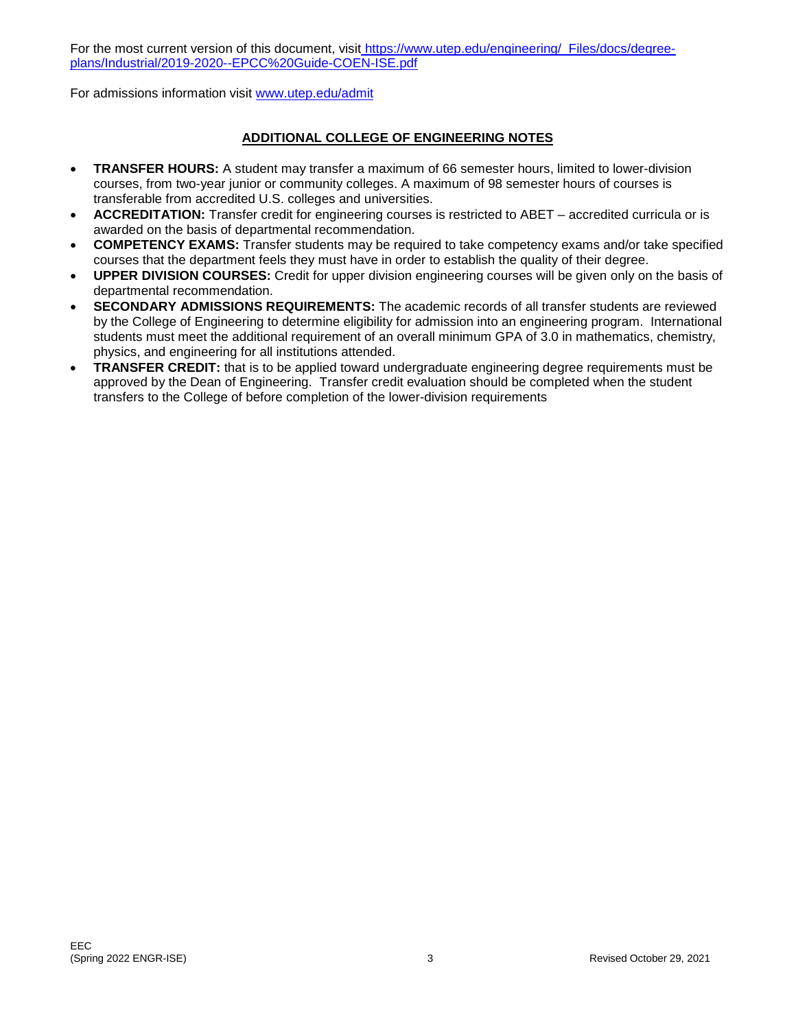For the most current version of this document, visit [https://www.utep.edu/engineering/_Files/docs/degree-plans/Industrial/2019-2020--EPCC%20Guide-COEN-ISE.pdf](https://www.utep.edu/engineering/_Files/docs/degree-plans/Industrial/2019-2020--EPCC%20Guide-COEN-ISE.pdf)

For admissions information visit [www.utep.edu/admit](http://www.utep.edu/admit)

## ADDITIONAL COLLEGE OF ENGINEERING NOTES

- **TRANSFER HOURS:** A student may transfer a maximum of 66 semester hours, limited to lower-division courses, from two-year junior or community colleges. A maximum of 98 semester hours of courses is transferable from accredited U.S. colleges and universities.
- **ACCREDITATION:** Transfer credit for engineering courses is restricted to ABET – accredited curricula or is awarded on the basis of departmental recommendation.
- **COMPETENCY EXAMS:** Transfer students may be required to take competency exams and/or take specified courses that the department feels they must have in order to establish the quality of their degree.
- **UPPER DIVISION COURSES:** Credit for upper division engineering courses will be given only on the basis of departmental recommendation.
- **SECONDARY ADMISSIONS REQUIREMENTS:** The academic records of all transfer students are reviewed by the College of Engineering to determine eligibility for admission into an engineering program. International students must meet the additional requirement of an overall minimum GPA of 3.0 in mathematics, chemistry, physics, and engineering for all institutions attended.
- **TRANSFER CREDIT:** that is to be applied toward undergraduate engineering degree requirements must be approved by the Dean of Engineering. Transfer credit evaluation should be completed when the student transfers to the College of before completion of the lower-division requirements